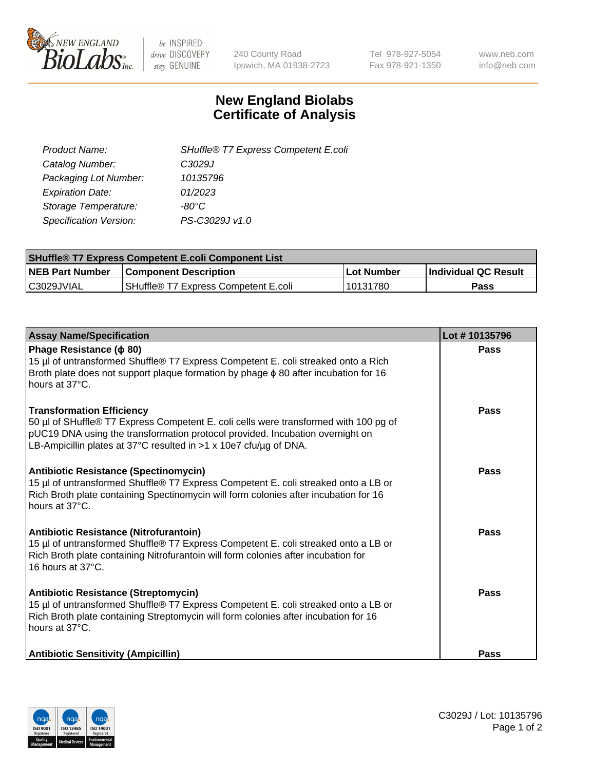# New England Biolabs Certificate of Analysis

| | |
|---|---|
| *Product Name:* | *SHuffle® T7 Express Competent E.coli* |
| *Catalog Number:* | *C3029J* |
| *Packaging Lot Number:* | *10135796* |
| *Expiration Date:* | *01/2023* |
| *Storage Temperature:* | *-80°C* |
| *Specification Version:* | *PS-C3029J v1.0* |

| **SHuffle® T7 Express Competent E.coli Component List** | | | |
|---|---|---|---|
| **NEB Part Number** | **Component Description** | **Lot Number** | **Individual QC Result** |
| C3029JVIAL | SHuffle® T7 Express Competent E.coli | 10131780 | **Pass** |

| **Assay Name/Specification** | **Lot # 10135796** |
|---|---|
| **Phage Resistance (ϕ 80)**<br>15 µl of untransformed Shuffle® T7 Express Competent E. coli streaked onto a Rich Broth plate does not support plaque formation by phage ϕ 80 after incubation for 16 hours at 37°C. | **Pass** |
| **Transformation Efficiency**<br>50 µl of SHuffle® T7 Express Competent E. coli cells were transformed with 100 pg of pUC19 DNA using the transformation protocol provided. Incubation overnight on LB-Ampicillin plates at 37°C resulted in >1 x 10e7 cfu/µg of DNA. | **Pass** |
| **Antibiotic Resistance (Spectinomycin)**<br>15 µl of untransformed Shuffle® T7 Express Competent E. coli streaked onto a LB or Rich Broth plate containing Spectinomycin will form colonies after incubation for 16 hours at 37°C. | **Pass** |
| **Antibiotic Resistance (Nitrofurantoin)**<br>15 µl of untransformed Shuffle® T7 Express Competent E. coli streaked onto a LB or Rich Broth plate containing Nitrofurantoin will form colonies after incubation for 16 hours at 37°C. | **Pass** |
| **Antibiotic Resistance (Streptomycin)**<br>15 µl of untransformed Shuffle® T7 Express Competent E. coli streaked onto a LB or Rich Broth plate containing Streptomycin will form colonies after incubation for 16 hours at 37°C. | **Pass** |
| **Antibiotic Sensitivity (Ampicillin)** | **Pass** |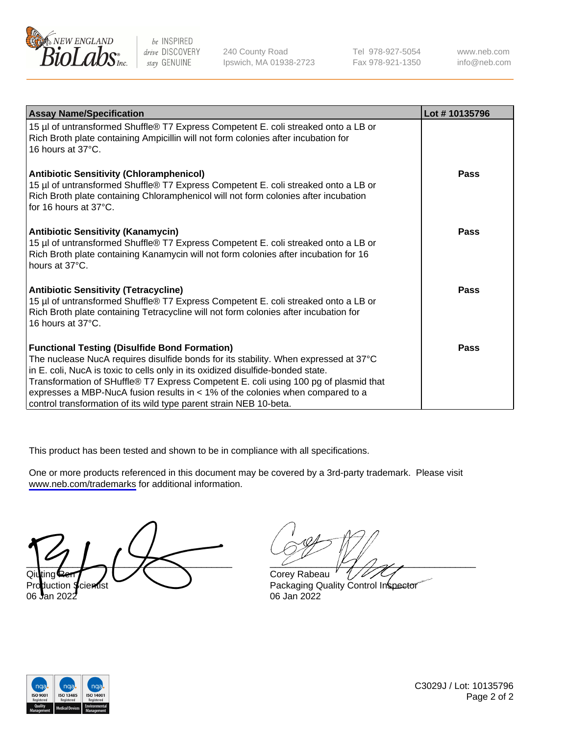| Assay Name/Specification | Lot # 10135796 |
|---|---|
| 15 µl of untransformed Shuffle® T7 Express Competent E. coli streaked onto a LB or Rich Broth plate containing Ampicillin will not form colonies after incubation for 16 hours at 37°C. | |
| **Antibiotic Sensitivity (Chloramphenicol)**<br>15 µl of untransformed Shuffle® T7 Express Competent E. coli streaked onto a LB or Rich Broth plate containing Chloramphenicol will not form colonies after incubation for 16 hours at 37°C. | **Pass** |
| **Antibiotic Sensitivity (Kanamycin)**<br>15 µl of untransformed Shuffle® T7 Express Competent E. coli streaked onto a LB or Rich Broth plate containing Kanamycin will not form colonies after incubation for 16 hours at 37°C. | **Pass** |
| **Antibiotic Sensitivity (Tetracycline)**<br>15 µl of untransformed Shuffle® T7 Express Competent E. coli streaked onto a LB or Rich Broth plate containing Tetracycline will not form colonies after incubation for 16 hours at 37°C. | **Pass** |
| **Functional Testing (Disulfide Bond Formation)**<br>The nuclease NucA requires disulfide bonds for its stability. When expressed at 37°C in E. coli, NucA is toxic to cells only in its oxidized disulfide-bonded state. Transformation of SHuffle® T7 Express Competent E. coli using 100 pg of plasmid that expresses a MBP-NucA fusion results in < 1% of the colonies when compared to a control transformation of its wild type parent strain NEB 10-beta. | **Pass** |

This product has been tested and shown to be in compliance with all specifications.

One or more products referenced in this document may be covered by a 3rd-party trademark. Please visit www.neb.com/trademarks for additional information.

Qiuting Ren
Production Scientist
06 Jan 2022

Corey Rabeau
Packaging Quality Control Inspector
06 Jan 2022

C3029J / Lot: 10135796